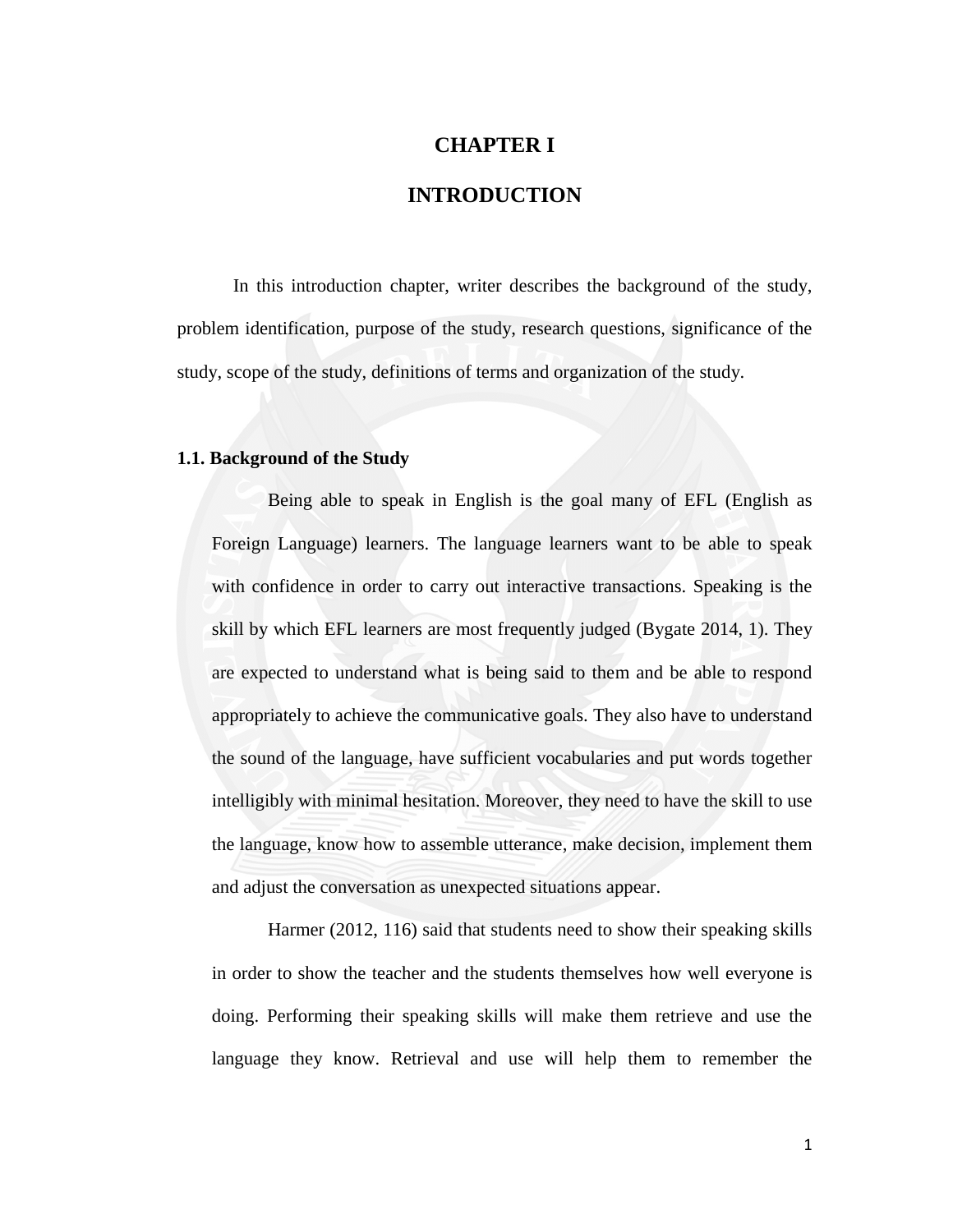# CHAPTER I

# INTRODUCTION

In this introduction chapter, writer describes the background of the study, problem identification, purpose of the study, research questions, significance of the study, scope of the study, definitions of terms and organization of the study.

## 1.1. Background of the Study

Being able to speak in English is the goal many of EFL (English as Foreign Language) learners. The language learners want to be able to speak with confidence in order to carry out interactive transactions. Speaking is the skill by which EFL learners are most frequently judged (Bygate 2014, 1). They are expected to understand what is being said to them and be able to respond appropriately to achieve the communicative goals. They also have to understand the sound of the language, have sufficient vocabularies and put words together intelligibly with minimal hesitation. Moreover, they need to have the skill to use the language, know how to assemble utterance, make decision, implement them and adjust the conversation as unexpected situations appear.

Harmer (2012, 116) said that students need to show their speaking skills in order to show the teacher and the students themselves how well everyone is doing. Performing their speaking skills will make them retrieve and use the language they know. Retrieval and use will help them to remember the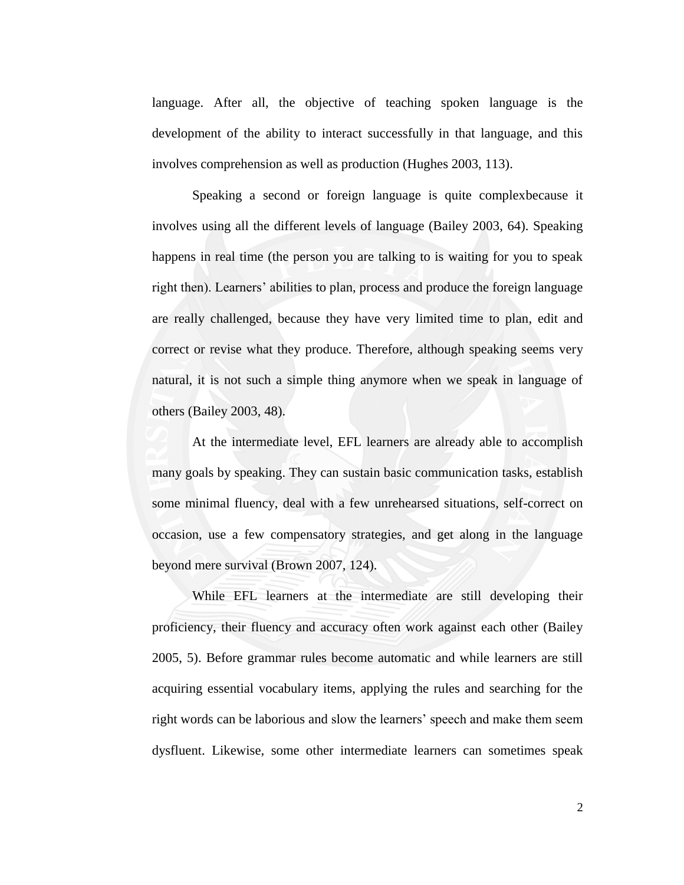language. After all, the objective of teaching spoken language is the development of the ability to interact successfully in that language, and this involves comprehension as well as production (Hughes 2003, 113).

Speaking a second or foreign language is quite complexbecause it involves using all the different levels of language (Bailey 2003, 64). Speaking happens in real time (the person you are talking to is waiting for you to speak right then). Learners' abilities to plan, process and produce the foreign language are really challenged, because they have very limited time to plan, edit and correct or revise what they produce. Therefore, although speaking seems very natural, it is not such a simple thing anymore when we speak in language of others (Bailey 2003, 48).

At the intermediate level, EFL learners are already able to accomplish many goals by speaking. They can sustain basic communication tasks, establish some minimal fluency, deal with a few unrehearsed situations, self-correct on occasion, use a few compensatory strategies, and get along in the language beyond mere survival (Brown 2007, 124).

While EFL learners at the intermediate are still developing their proficiency, their fluency and accuracy often work against each other (Bailey 2005, 5). Before grammar rules become automatic and while learners are still acquiring essential vocabulary items, applying the rules and searching for the right words can be laborious and slow the learners' speech and make them seem dysfluent. Likewise, some other intermediate learners can sometimes speak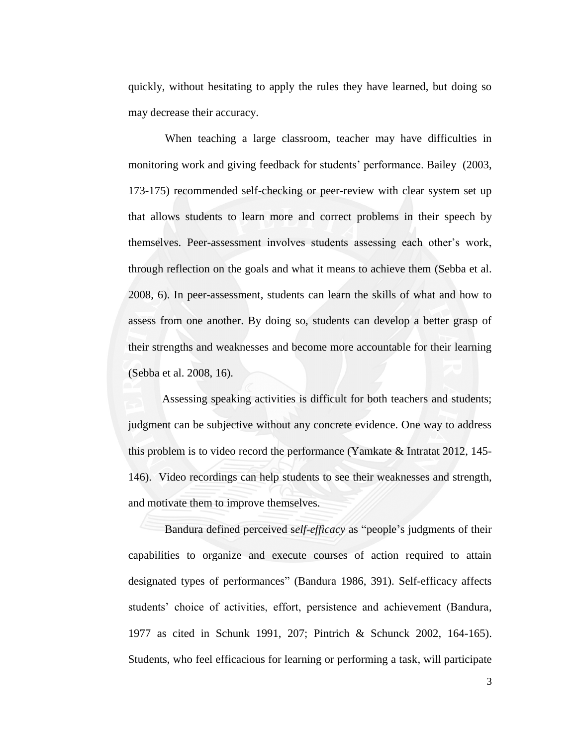quickly, without hesitating to apply the rules they have learned, but doing so may decrease their accuracy.

When teaching a large classroom, teacher may have difficulties in monitoring work and giving feedback for students' performance. Bailey (2003, 173-175) recommended self-checking or peer-review with clear system set up that allows students to learn more and correct problems in their speech by themselves. Peer-assessment involves students assessing each other's work, through reflection on the goals and what it means to achieve them (Sebba et al. 2008, 6). In peer-assessment, students can learn the skills of what and how to assess from one another. By doing so, students can develop a better grasp of their strengths and weaknesses and become more accountable for their learning (Sebba et al. 2008, 16).

Assessing speaking activities is difficult for both teachers and students; judgment can be subjective without any concrete evidence. One way to address this problem is to video record the performance (Yamkate & Intratat 2012, 145-146). Video recordings can help students to see their weaknesses and strength, and motivate them to improve themselves.

Bandura defined perceived *self-efficacy* as "people's judgments of their capabilities to organize and execute courses of action required to attain designated types of performances" (Bandura 1986, 391). Self-efficacy affects students' choice of activities, effort, persistence and achievement (Bandura, 1977 as cited in Schunk 1991, 207; Pintrich & Schunck 2002, 164-165). Students, who feel efficacious for learning or performing a task, will participate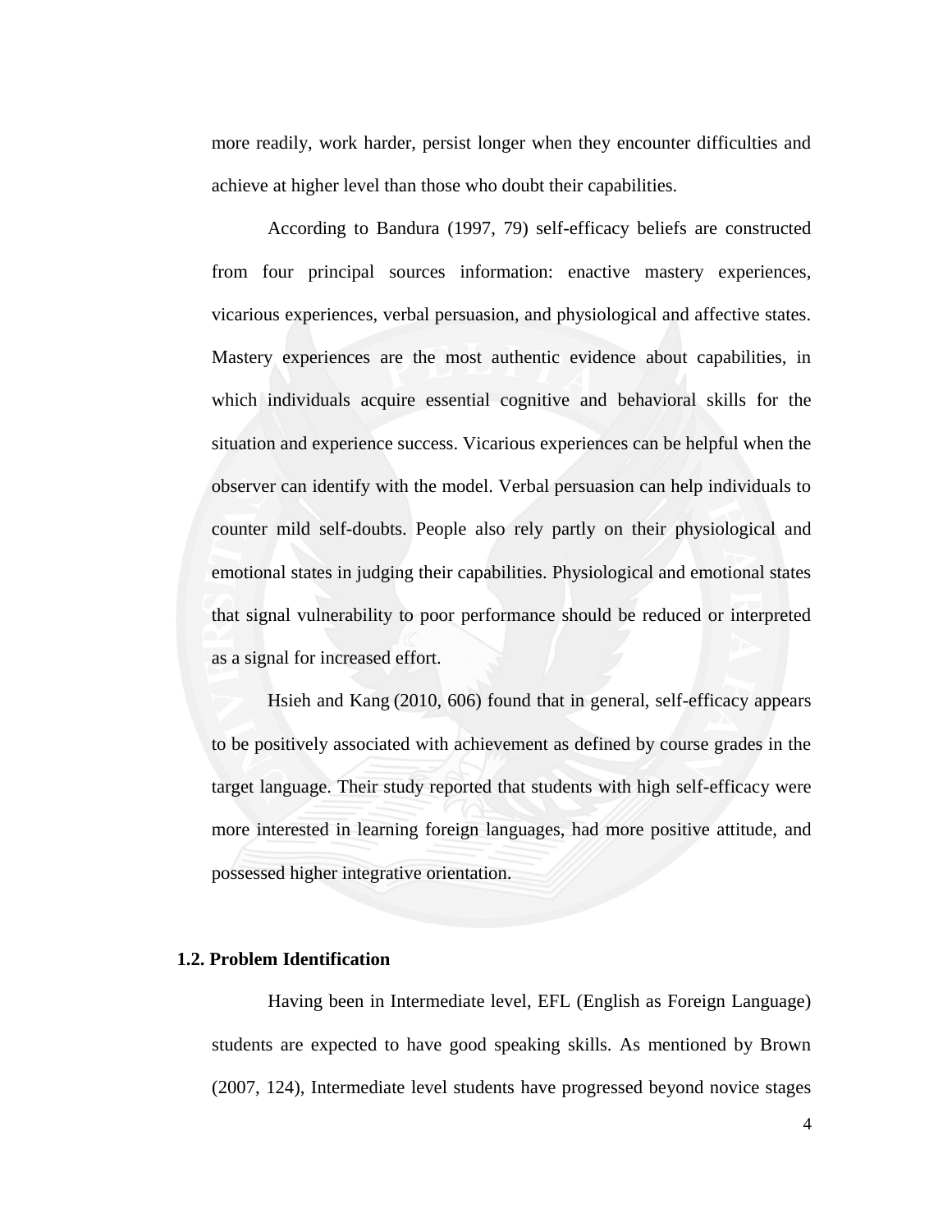more readily, work harder, persist longer when they encounter difficulties and achieve at higher level than those who doubt their capabilities.

According to Bandura (1997, 79) self-efficacy beliefs are constructed from four principal sources information: enactive mastery experiences, vicarious experiences, verbal persuasion, and physiological and affective states. Mastery experiences are the most authentic evidence about capabilities, in which individuals acquire essential cognitive and behavioral skills for the situation and experience success. Vicarious experiences can be helpful when the observer can identify with the model. Verbal persuasion can help individuals to counter mild self-doubts. People also rely partly on their physiological and emotional states in judging their capabilities. Physiological and emotional states that signal vulnerability to poor performance should be reduced or interpreted as a signal for increased effort.

Hsieh and Kang (2010, 606) found that in general, self-efficacy appears to be positively associated with achievement as defined by course grades in the target language. Their study reported that students with high self-efficacy were more interested in learning foreign languages, had more positive attitude, and possessed higher integrative orientation.

## 1.2. Problem Identification

Having been in Intermediate level, EFL (English as Foreign Language) students are expected to have good speaking skills. As mentioned by Brown (2007, 124), Intermediate level students have progressed beyond novice stages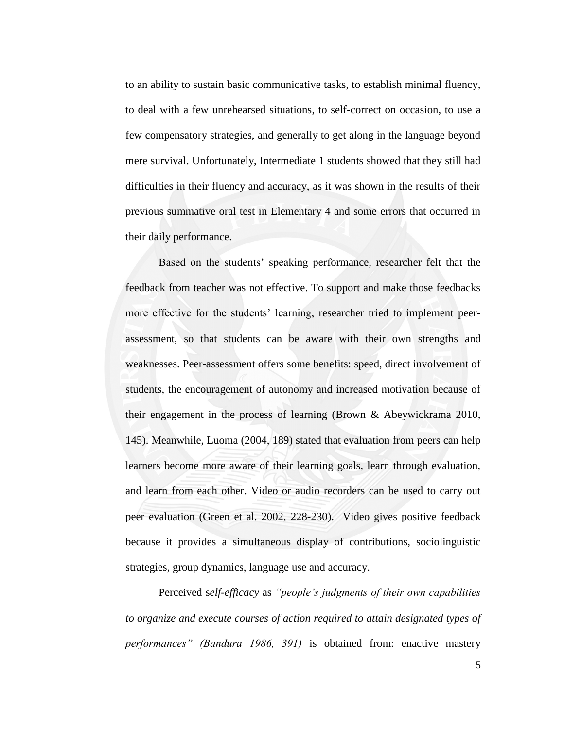to an ability to sustain basic communicative tasks, to establish minimal fluency, to deal with a few unrehearsed situations, to self-correct on occasion, to use a few compensatory strategies, and generally to get along in the language beyond mere survival. Unfortunately, Intermediate 1 students showed that they still had difficulties in their fluency and accuracy, as it was shown in the results of their previous summative oral test in Elementary 4 and some errors that occurred in their daily performance.

Based on the students' speaking performance, researcher felt that the feedback from teacher was not effective. To support and make those feedbacks more effective for the students' learning, researcher tried to implement peer-assessment, so that students can be aware with their own strengths and weaknesses. Peer-assessment offers some benefits: speed, direct involvement of students, the encouragement of autonomy and increased motivation because of their engagement in the process of learning (Brown & Abeywickrama 2010, 145). Meanwhile, Luoma (2004, 189) stated that evaluation from peers can help learners become more aware of their learning goals, learn through evaluation, and learn from each other. Video or audio recorders can be used to carry out peer evaluation (Green et al. 2002, 228-230). Video gives positive feedback because it provides a simultaneous display of contributions, sociolinguistic strategies, group dynamics, language use and accuracy.

Perceived s*elf-efficacy* as *"people's judgments of their own capabilities to organize and execute courses of action required to attain designated types of performances" (Bandura 1986, 391)* is obtained from: enactive mastery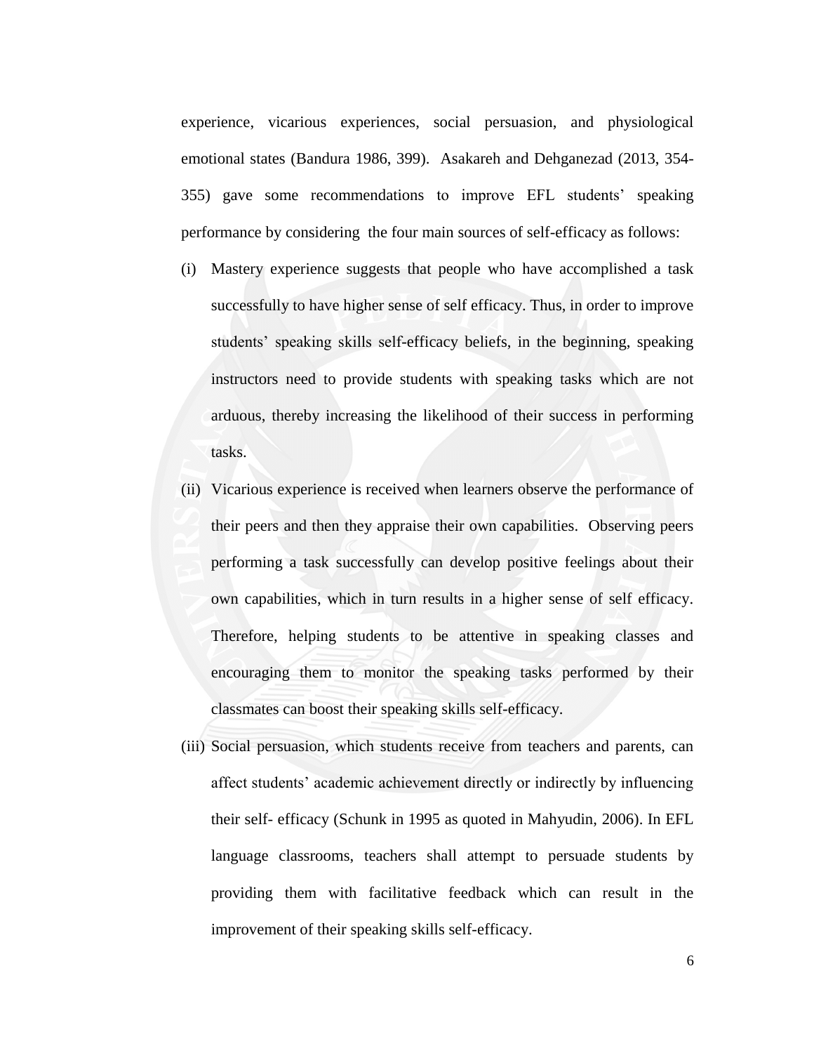experience, vicarious experiences, social persuasion, and physiological emotional states (Bandura 1986, 399). Asakareh and Dehganezad (2013, 354-355) gave some recommendations to improve EFL students' speaking performance by considering the four main sources of self-efficacy as follows:

(i) Mastery experience suggests that people who have accomplished a task successfully to have higher sense of self efficacy. Thus, in order to improve students' speaking skills self-efficacy beliefs, in the beginning, speaking instructors need to provide students with speaking tasks which are not arduous, thereby increasing the likelihood of their success in performing tasks.

(ii) Vicarious experience is received when learners observe the performance of their peers and then they appraise their own capabilities. Observing peers performing a task successfully can develop positive feelings about their own capabilities, which in turn results in a higher sense of self efficacy. Therefore, helping students to be attentive in speaking classes and encouraging them to monitor the speaking tasks performed by their classmates can boost their speaking skills self-efficacy.

(iii) Social persuasion, which students receive from teachers and parents, can affect students' academic achievement directly or indirectly by influencing their self- efficacy (Schunk in 1995 as quoted in Mahyudin, 2006). In EFL language classrooms, teachers shall attempt to persuade students by providing them with facilitative feedback which can result in the improvement of their speaking skills self-efficacy.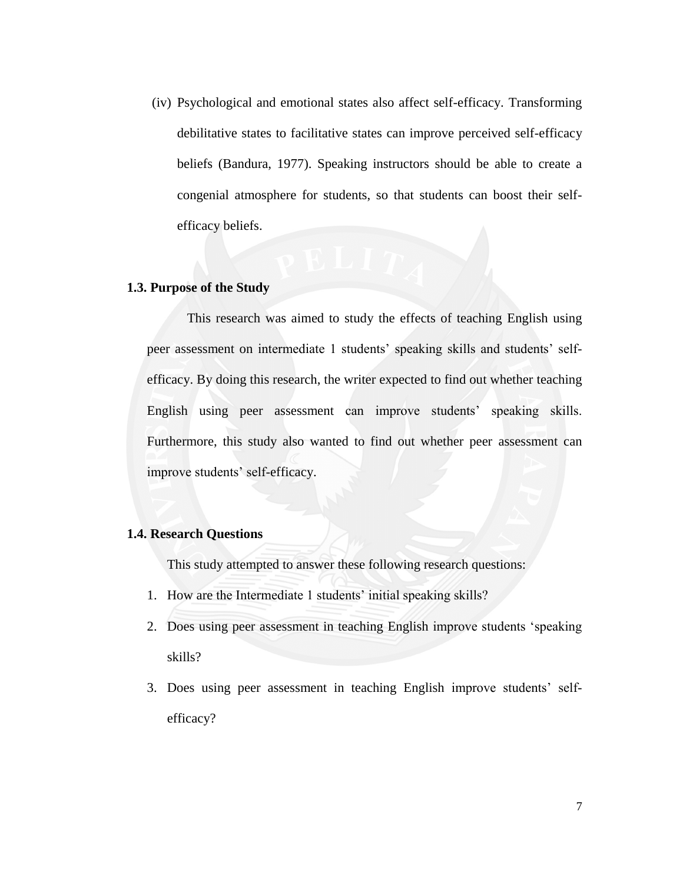(iv) Psychological and emotional states also affect self-efficacy. Transforming debilitative states to facilitative states can improve perceived self-efficacy beliefs (Bandura, 1977). Speaking instructors should be able to create a congenial atmosphere for students, so that students can boost their self-efficacy beliefs.

### 1.3. Purpose of the Study

This research was aimed to study the effects of teaching English using peer assessment on intermediate 1 students' speaking skills and students' self-efficacy. By doing this research, the writer expected to find out whether teaching English using peer assessment can improve students' speaking skills. Furthermore, this study also wanted to find out whether peer assessment can improve students' self-efficacy.

### 1.4. Research Questions

This study attempted to answer these following research questions:

1. How are the Intermediate 1 students' initial speaking skills?
2. Does using peer assessment in teaching English improve students 'speaking skills?
3. Does using peer assessment in teaching English improve students' self-efficacy?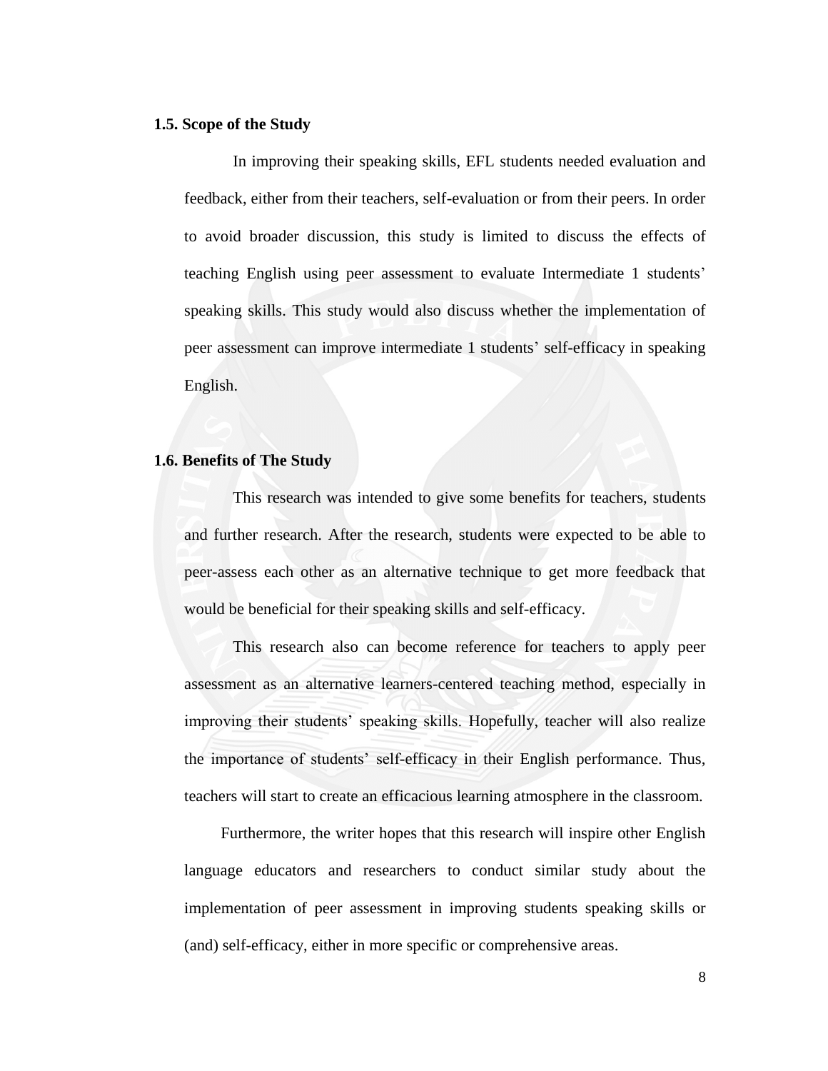### 1.5. Scope of the Study

In improving their speaking skills, EFL students needed evaluation and feedback, either from their teachers, self-evaluation or from their peers. In order to avoid broader discussion, this study is limited to discuss the effects of teaching English using peer assessment to evaluate Intermediate 1 students' speaking skills. This study would also discuss whether the implementation of peer assessment can improve intermediate 1 students' self-efficacy in speaking English.

### 1.6. Benefits of The Study

This research was intended to give some benefits for teachers, students and further research. After the research, students were expected to be able to peer-assess each other as an alternative technique to get more feedback that would be beneficial for their speaking skills and self-efficacy.

This research also can become reference for teachers to apply peer assessment as an alternative learners-centered teaching method, especially in improving their students' speaking skills. Hopefully, teacher will also realize the importance of students' self-efficacy in their English performance. Thus, teachers will start to create an efficacious learning atmosphere in the classroom.

Furthermore, the writer hopes that this research will inspire other English language educators and researchers to conduct similar study about the implementation of peer assessment in improving students speaking skills or (and) self-efficacy, either in more specific or comprehensive areas.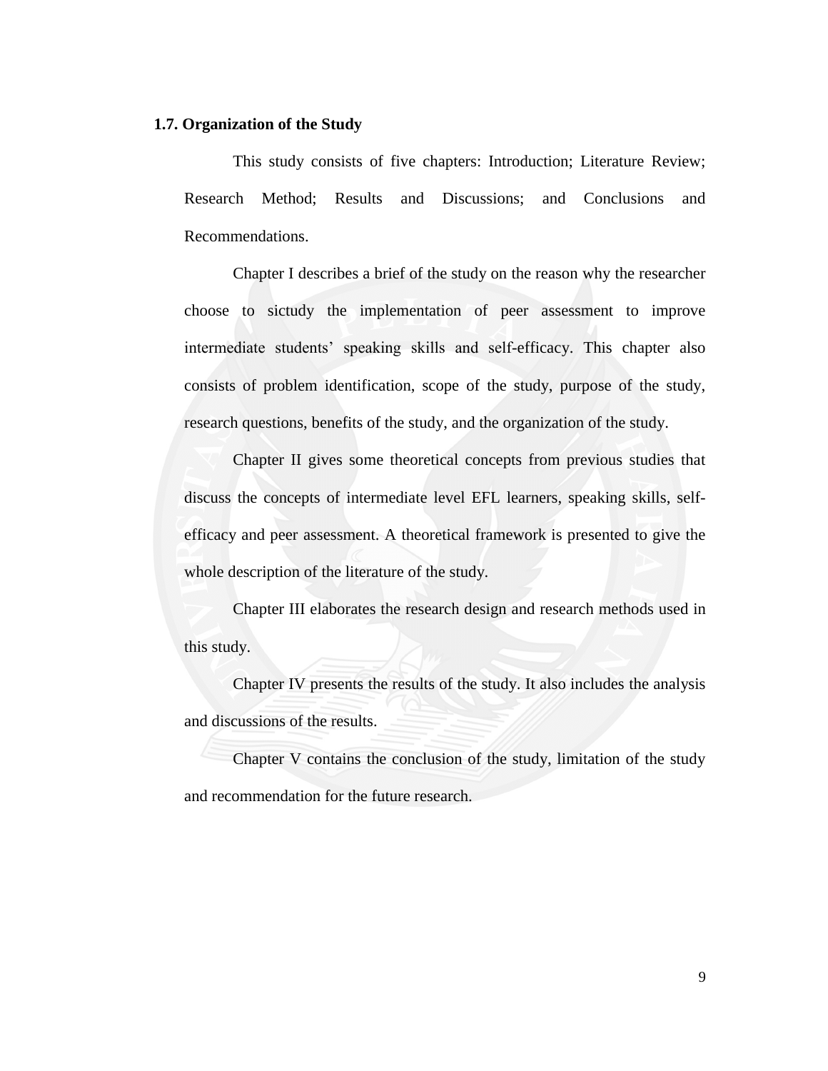### 1.7. Organization of the Study

This study consists of five chapters: Introduction; Literature Review; Research Method; Results and Discussions; and Conclusions and Recommendations.

Chapter I describes a brief of the study on the reason why the researcher choose to sictudy the implementation of peer assessment to improve intermediate students' speaking skills and self-efficacy. This chapter also consists of problem identification, scope of the study, purpose of the study, research questions, benefits of the study, and the organization of the study.

Chapter II gives some theoretical concepts from previous studies that discuss the concepts of intermediate level EFL learners, speaking skills, self-efficacy and peer assessment. A theoretical framework is presented to give the whole description of the literature of the study.

Chapter III elaborates the research design and research methods used in this study.

Chapter IV presents the results of the study. It also includes the analysis and discussions of the results.

Chapter V contains the conclusion of the study, limitation of the study and recommendation for the future research.